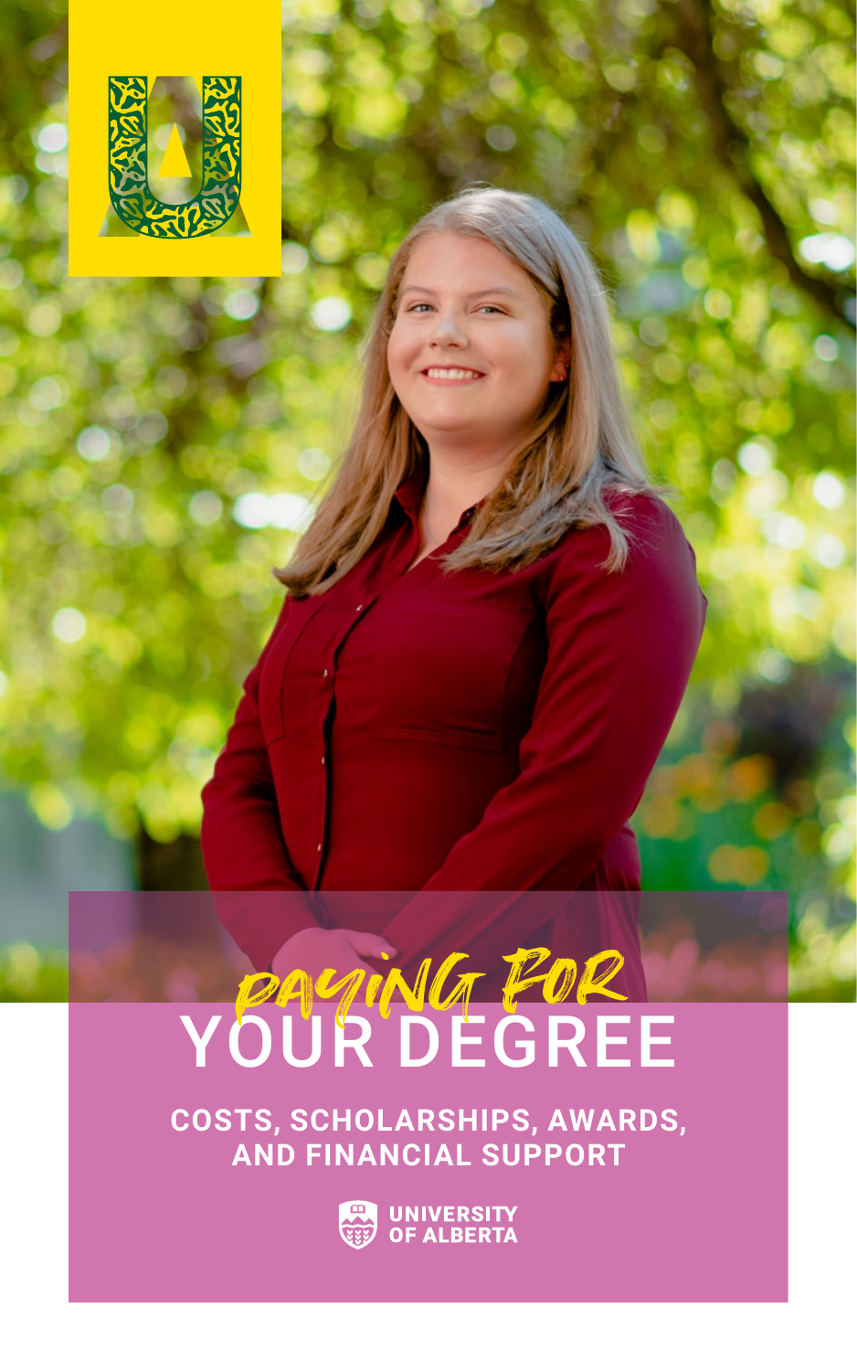# PAYING FOR YOUR DEGREE

**COSTS, SCHOLARSHIPS, AWARDS, AND FINANCIAL SUPPORT**

UNIVERSITY OF ALBERTA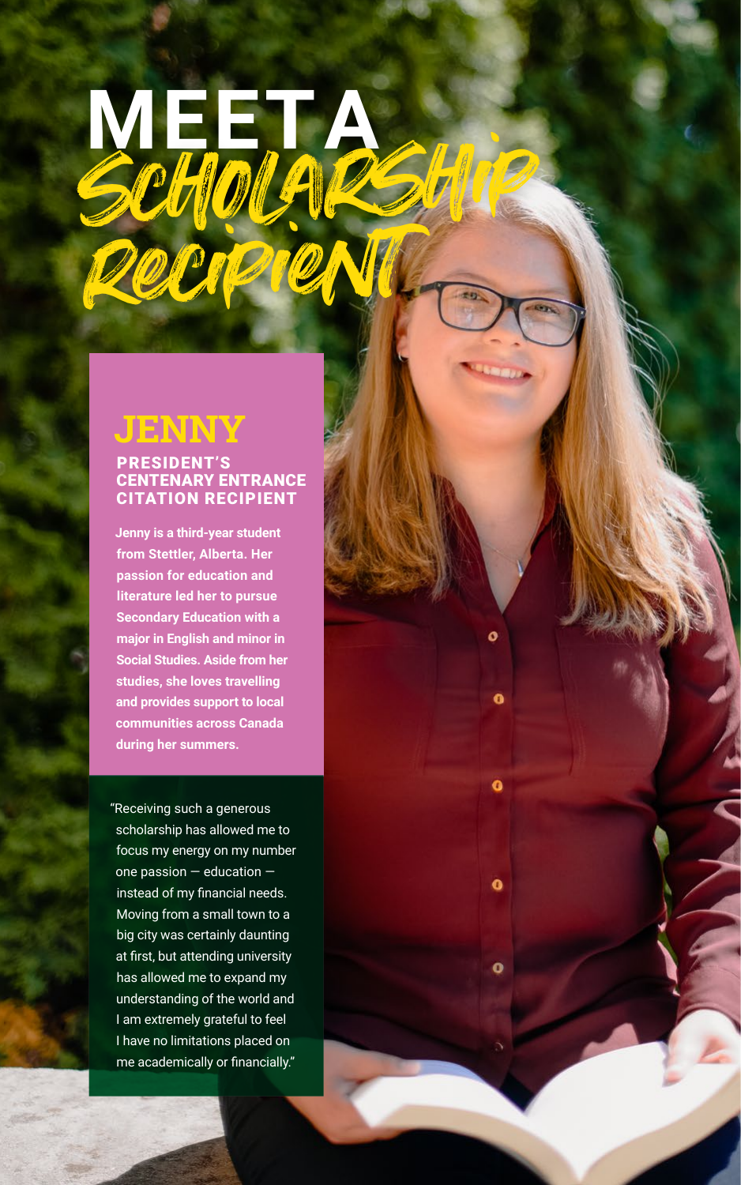# MEET A *SCHOLARSHIP RECIPIENT*

## JENNY

### PRESIDENT'S CENTENARY ENTRANCE CITATION RECIPIENT

**Jenny is a third-year student from Stettler, Alberta. Her passion for education and literature led her to pursue Secondary Education with a major in English and minor in Social Studies. Aside from her studies, she loves travelling and provides support to local communities across Canada during her summers.**

"Receiving such a generous scholarship has allowed me to focus my energy on my number one passion — education — instead of my financial needs. Moving from a small town to a big city was certainly daunting at first, but attending university has allowed me to expand my understanding of the world and I am extremely grateful to feel I have no limitations placed on me academically or financially."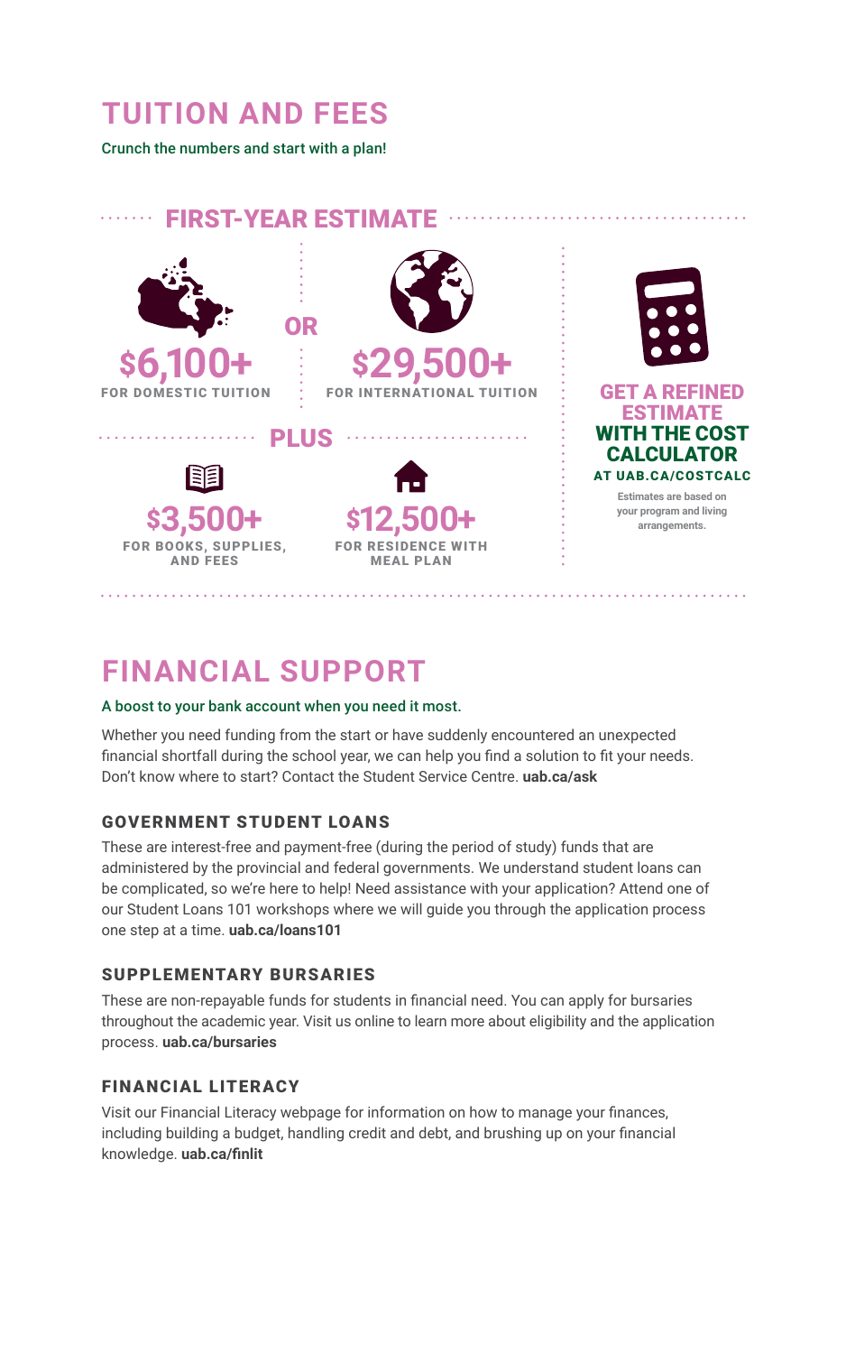# TUITION AND FEES

Crunch the numbers and start with a plan!

## FIRST-YEAR ESTIMATE

**$6,100+**
FOR DOMESTIC TUITION

**OR**

**$29,500+**
FOR INTERNATIONAL TUITION

**PLUS**

**$3,500+**
FOR BOOKS, SUPPLIES, AND FEES

**$12,500+**
FOR RESIDENCE WITH MEAL PLAN

**GET A REFINED ESTIMATE WITH THE COST CALCULATOR**
AT UAB.CA/COSTCALC

Estimates are based on your program and living arrangements.

# FINANCIAL SUPPORT

A boost to your bank account when you need it most.

Whether you need funding from the start or have suddenly encountered an unexpected financial shortfall during the school year, we can help you find a solution to fit your needs. Don't know where to start? Contact the Student Service Centre. **uab.ca/ask**

### GOVERNMENT STUDENT LOANS

These are interest-free and payment-free (during the period of study) funds that are administered by the provincial and federal governments. We understand student loans can be complicated, so we're here to help! Need assistance with your application? Attend one of our Student Loans 101 workshops where we will guide you through the application process one step at a time. **uab.ca/loans101**

### SUPPLEMENTARY BURSARIES

These are non-repayable funds for students in financial need. You can apply for bursaries throughout the academic year. Visit us online to learn more about eligibility and the application process. **uab.ca/bursaries**

### FINANCIAL LITERACY

Visit our Financial Literacy webpage for information on how to manage your finances, including building a budget, handling credit and debt, and brushing up on your financial knowledge. **uab.ca/finlit**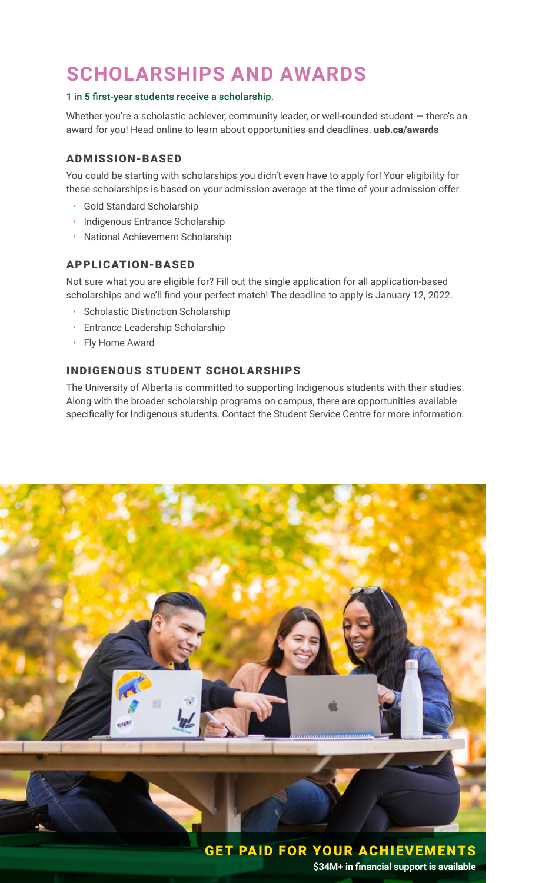# SCHOLARSHIPS AND AWARDS

1 in 5 first-year students receive a scholarship.

Whether you're a scholastic achiever, community leader, or well-rounded student — there's an award for you! Head online to learn about opportunities and deadlines. **uab.ca/awards**

## ADMISSION-BASED

You could be starting with scholarships you didn't even have to apply for! Your eligibility for these scholarships is based on your admission average at the time of your admission offer.

- Gold Standard Scholarship
- Indigenous Entrance Scholarship
- National Achievement Scholarship

## APPLICATION-BASED

Not sure what you are eligible for? Fill out the single application for all application-based scholarships and we'll find your perfect match! The deadline to apply is January 12, 2022.

- Scholastic Distinction Scholarship
- Entrance Leadership Scholarship
- Fly Home Award

## INDIGENOUS STUDENT SCHOLARSHIPS

The University of Alberta is committed to supporting Indigenous students with their studies. Along with the broader scholarship programs on campus, there are opportunities available specifically for Indigenous students. Contact the Student Service Centre for more information.

**GET PAID FOR YOUR ACHIEVEMENTS**

**$34M+ in financial support is available**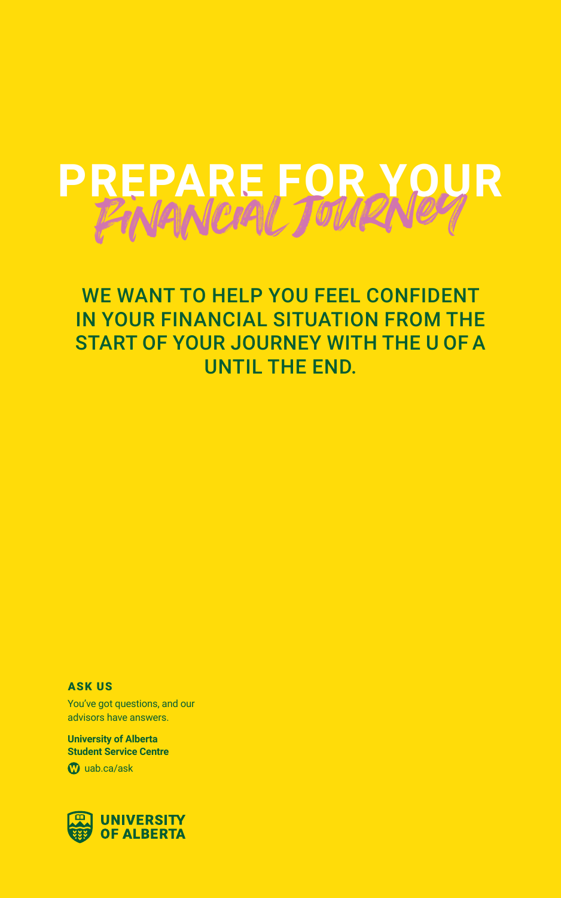# PREPARE FOR YOUR FINANCIAL JOURNEY

## WE WANT TO HELP YOU FEEL CONFIDENT IN YOUR FINANCIAL SITUATION FROM THE START OF YOUR JOURNEY WITH THE U OF A UNTIL THE END.

### ASK US

You've got questions, and our advisors have answers.

**University of Alberta**
**Student Service Centre**

uab.ca/ask

UNIVERSITY OF ALBERTA